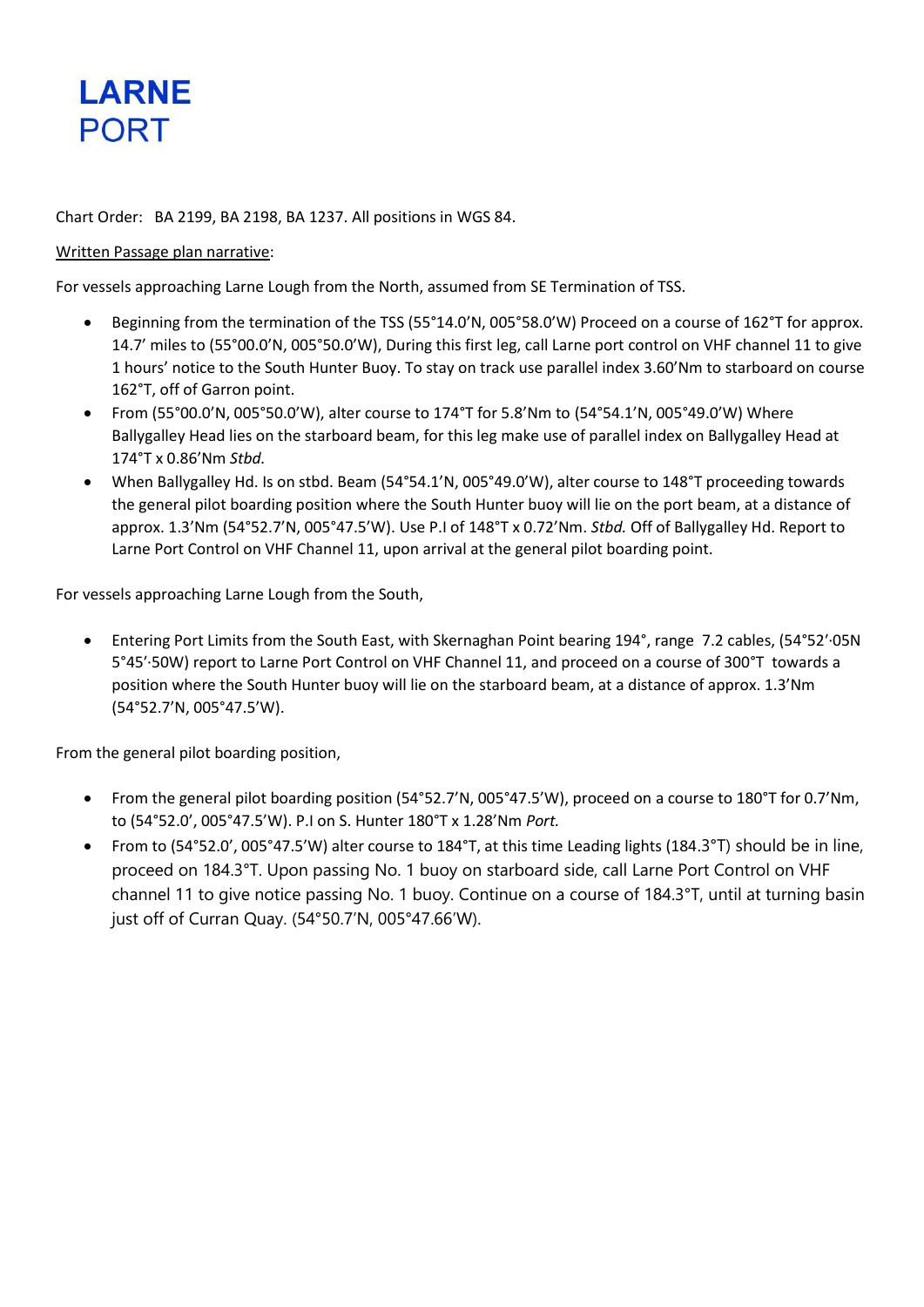# LARNE
PORT

Chart Order: BA 2199, BA 2198, BA 1237. All positions in WGS 84.

<u>Written Passage plan narrative</u>:

For vessels approaching Larne Lough from the North, assumed from SE Termination of TSS.

- Beginning from the termination of the TSS (55°14.0'N, 005°58.0'W) Proceed on a course of 162°T for approx. 14.7' miles to (55°00.0'N, 005°50.0'W), During this first leg, call Larne port control on VHF channel 11 to give 1 hours' notice to the South Hunter Buoy. To stay on track use parallel index 3.60'Nm to starboard on course 162°T, off of Garron point.
- From (55°00.0'N, 005°50.0'W), alter course to 174°T for 5.8'Nm to (54°54.1'N, 005°49.0'W) Where Ballygalley Head lies on the starboard beam, for this leg make use of parallel index on Ballygalley Head at 174°T x 0.86'Nm *Stbd.*
- When Ballygalley Hd. Is on stbd. Beam (54°54.1'N, 005°49.0'W), alter course to 148°T proceeding towards the general pilot boarding position where the South Hunter buoy will lie on the port beam, at a distance of approx. 1.3'Nm (54°52.7'N, 005°47.5'W). Use P.I of 148°T x 0.72'Nm. *Stbd.* Off of Ballygalley Hd. Report to Larne Port Control on VHF Channel 11, upon arrival at the general pilot boarding point.

For vessels approaching Larne Lough from the South,

- Entering Port Limits from the South East, with Skernaghan Point bearing 194°, range 7.2 cables, (54°52'·05N 5°45'·50W) report to Larne Port Control on VHF Channel 11, and proceed on a course of 300°T towards a position where the South Hunter buoy will lie on the starboard beam, at a distance of approx. 1.3'Nm (54°52.7'N, 005°47.5'W).

From the general pilot boarding position,

- From the general pilot boarding position (54°52.7'N, 005°47.5'W), proceed on a course to 180°T for 0.7'Nm, to (54°52.0', 005°47.5'W). P.I on S. Hunter 180°T x 1.28'Nm *Port.*
- From to (54°52.0', 005°47.5'W) alter course to 184°T, at this time Leading lights (184.3°T) should be in line, proceed on 184.3°T. Upon passing No. 1 buoy on starboard side, call Larne Port Control on VHF channel 11 to give notice passing No. 1 buoy. Continue on a course of 184.3°T, until at turning basin just off of Curran Quay. (54°50.7'N, 005°47.66'W).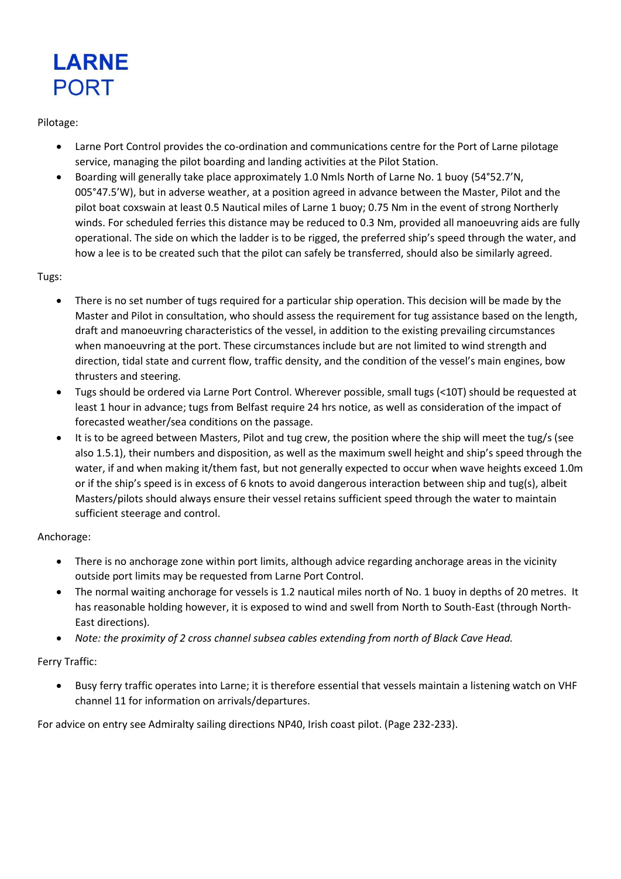# LARNE
# PORT

Pilotage:

- Larne Port Control provides the co-ordination and communications centre for the Port of Larne pilotage service, managing the pilot boarding and landing activities at the Pilot Station.
- Boarding will generally take place approximately 1.0 Nmls North of Larne No. 1 buoy (54°52.7'N, 005°47.5'W), but in adverse weather, at a position agreed in advance between the Master, Pilot and the pilot boat coxswain at least 0.5 Nautical miles of Larne 1 buoy; 0.75 Nm in the event of strong Northerly winds. For scheduled ferries this distance may be reduced to 0.3 Nm, provided all manoeuvring aids are fully operational. The side on which the ladder is to be rigged, the preferred ship's speed through the water, and how a lee is to be created such that the pilot can safely be transferred, should also be similarly agreed.

Tugs:

- There is no set number of tugs required for a particular ship operation. This decision will be made by the Master and Pilot in consultation, who should assess the requirement for tug assistance based on the length, draft and manoeuvring characteristics of the vessel, in addition to the existing prevailing circumstances when manoeuvring at the port. These circumstances include but are not limited to wind strength and direction, tidal state and current flow, traffic density, and the condition of the vessel's main engines, bow thrusters and steering.
- Tugs should be ordered via Larne Port Control. Wherever possible, small tugs (<10T) should be requested at least 1 hour in advance; tugs from Belfast require 24 hrs notice, as well as consideration of the impact of forecasted weather/sea conditions on the passage.
- It is to be agreed between Masters, Pilot and tug crew, the position where the ship will meet the tug/s (see also 1.5.1), their numbers and disposition, as well as the maximum swell height and ship's speed through the water, if and when making it/them fast, but not generally expected to occur when wave heights exceed 1.0m or if the ship's speed is in excess of 6 knots to avoid dangerous interaction between ship and tug(s), albeit Masters/pilots should always ensure their vessel retains sufficient speed through the water to maintain sufficient steerage and control.

Anchorage:

- There is no anchorage zone within port limits, although advice regarding anchorage areas in the vicinity outside port limits may be requested from Larne Port Control.
- The normal waiting anchorage for vessels is 1.2 nautical miles north of No. 1 buoy in depths of 20 metres. It has reasonable holding however, it is exposed to wind and swell from North to South-East (through North-East directions).
- *Note: the proximity of 2 cross channel subsea cables extending from north of Black Cave Head.*

Ferry Traffic:

- Busy ferry traffic operates into Larne; it is therefore essential that vessels maintain a listening watch on VHF channel 11 for information on arrivals/departures.

For advice on entry see Admiralty sailing directions NP40, Irish coast pilot. (Page 232-233).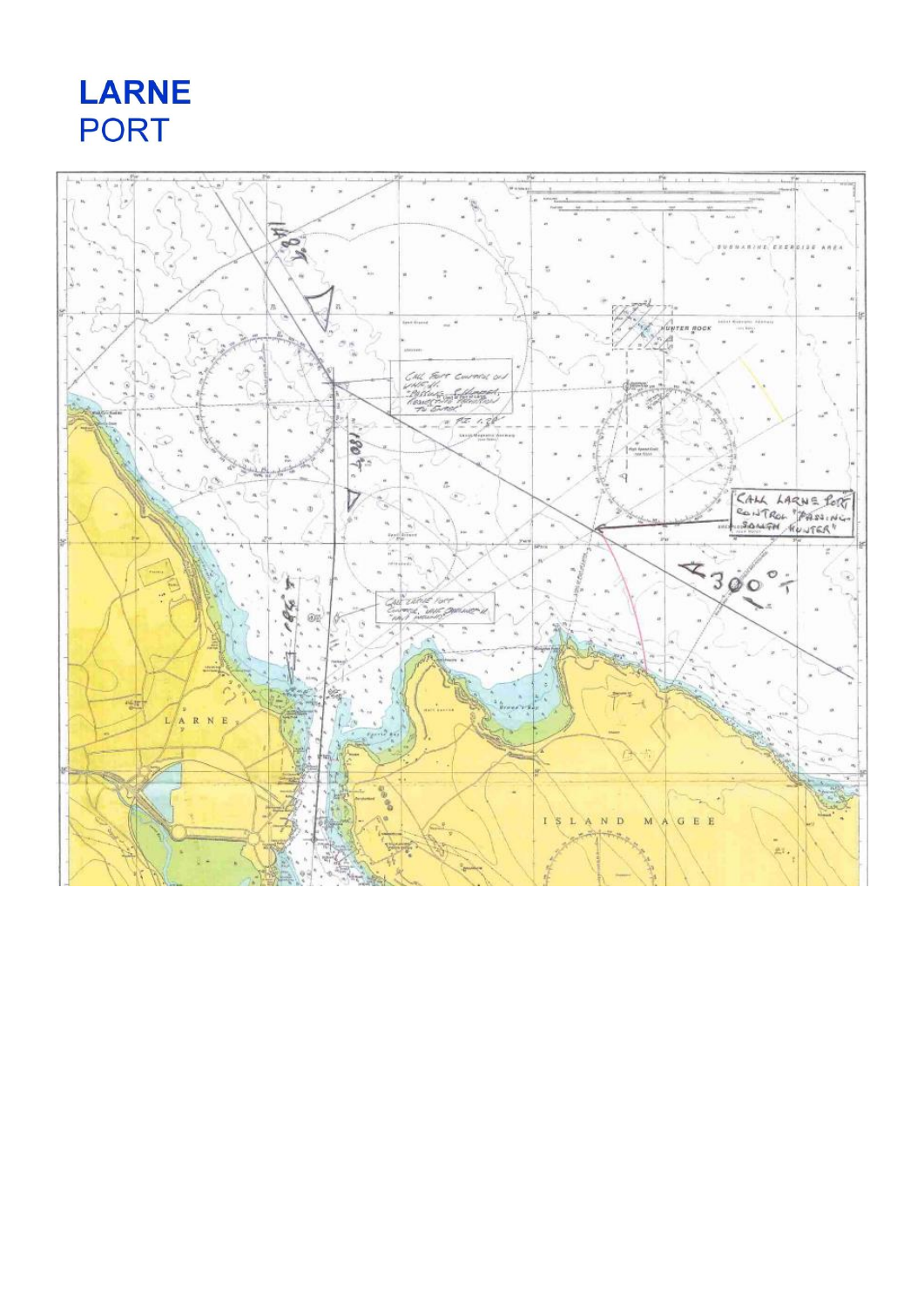# LARNE
PORT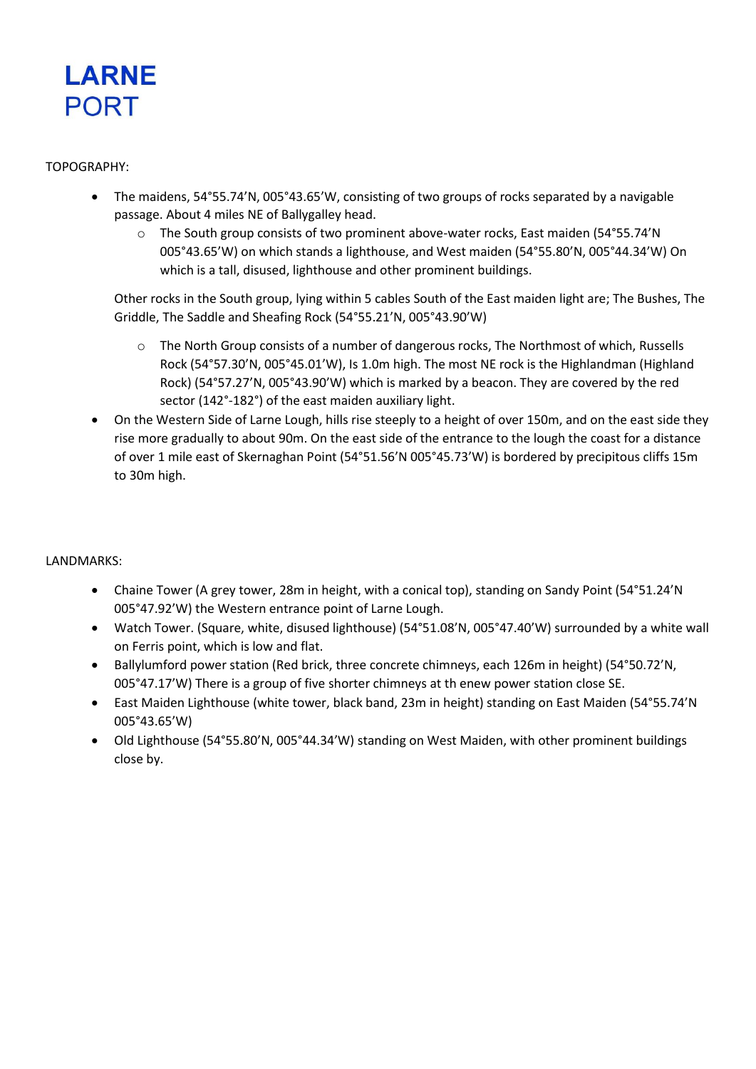# LARNE
PORT

TOPOGRAPHY:

- The maidens, 54°55.74'N, 005°43.65'W, consisting of two groups of rocks separated by a navigable passage. About 4 miles NE of Ballygalley head.
    - The South group consists of two prominent above-water rocks, East maiden (54°55.74'N 005°43.65'W) on which stands a lighthouse, and West maiden (54°55.80'N, 005°44.34'W) On which is a tall, disused, lighthouse and other prominent buildings.

  Other rocks in the South group, lying within 5 cables South of the East maiden light are; The Bushes, The Griddle, The Saddle and Sheafing Rock (54°55.21'N, 005°43.90'W)

    - The North Group consists of a number of dangerous rocks, The Northmost of which, Russells Rock (54°57.30'N, 005°45.01'W), Is 1.0m high. The most NE rock is the Highlandman (Highland Rock) (54°57.27'N, 005°43.90'W) which is marked by a beacon. They are covered by the red sector (142°-182°) of the east maiden auxiliary light.
- On the Western Side of Larne Lough, hills rise steeply to a height of over 150m, and on the east side they rise more gradually to about 90m. On the east side of the entrance to the lough the coast for a distance of over 1 mile east of Skernaghan Point (54°51.56'N 005°45.73'W) is bordered by precipitous cliffs 15m to 30m high.

LANDMARKS:

- Chaine Tower (A grey tower, 28m in height, with a conical top), standing on Sandy Point (54°51.24'N 005°47.92'W) the Western entrance point of Larne Lough.
- Watch Tower. (Square, white, disused lighthouse) (54°51.08'N, 005°47.40'W) surrounded by a white wall on Ferris point, which is low and flat.
- Ballylumford power station (Red brick, three concrete chimneys, each 126m in height) (54°50.72'N, 005°47.17'W) There is a group of five shorter chimneys at th enew power station close SE.
- East Maiden Lighthouse (white tower, black band, 23m in height) standing on East Maiden (54°55.74'N 005°43.65'W)
- Old Lighthouse (54°55.80'N, 005°44.34'W) standing on West Maiden, with other prominent buildings close by.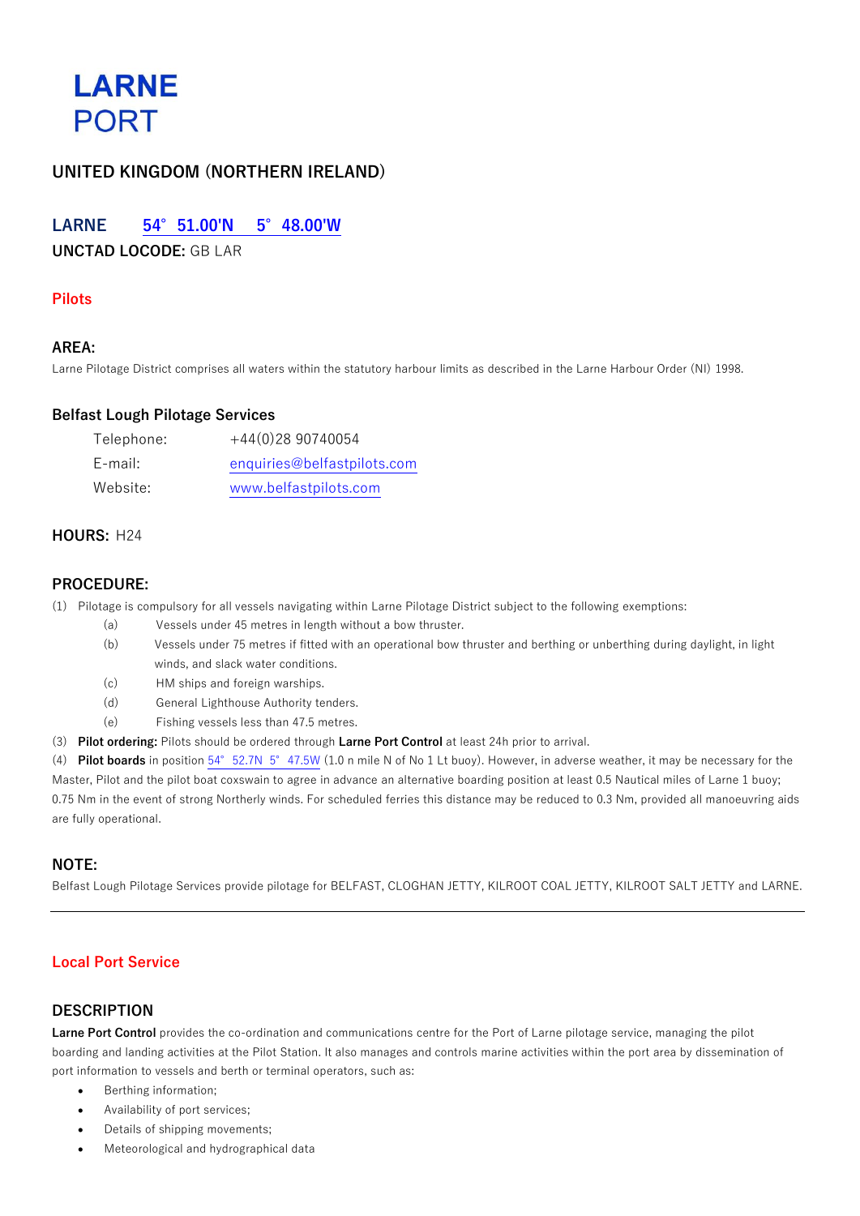# LARNE PORT

## UNITED KINGDOM (NORTHERN IRELAND)

**LARNE** 54° 51.00'N 5° 48.00'W

**UNCTAD LOCODE:** GB LAR

### Pilots

**AREA:**

Larne Pilotage District comprises all waters within the statutory harbour limits as described in the Larne Harbour Order (NI) 1998.

**Belfast Lough Pilotage Services**

| | |
|---|---|
| Telephone: | +44(0)28 90740054 |
| E-mail: | enquiries@belfastpilots.com |
| Website: | www.belfastpilots.com |

**HOURS:** H24

**PROCEDURE:**

(1) Pilotage is compulsory for all vessels navigating within Larne Pilotage District subject to the following exemptions:

- (a) Vessels under 45 metres in length without a bow thruster.
- (b) Vessels under 75 metres if fitted with an operational bow thruster and berthing or unberthing during daylight, in light winds, and slack water conditions.
- (c) HM ships and foreign warships.
- (d) General Lighthouse Authority tenders.
- (e) Fishing vessels less than 47.5 metres.

(3) **Pilot ordering:** Pilots should be ordered through **Larne Port Control** at least 24h prior to arrival.

(4) **Pilot boards** in position 54° 52.7N 5° 47.5W (1.0 n mile N of No 1 Lt buoy). However, in adverse weather, it may be necessary for the Master, Pilot and the pilot boat coxswain to agree in advance an alternative boarding position at least 0.5 Nautical miles of Larne 1 buoy; 0.75 Nm in the event of strong Northerly winds. For scheduled ferries this distance may be reduced to 0.3 Nm, provided all manoeuvring aids are fully operational.

**NOTE:**

Belfast Lough Pilotage Services provide pilotage for BELFAST, CLOGHAN JETTY, KILROOT COAL JETTY, KILROOT SALT JETTY and LARNE.

---

### Local Port Service

**DESCRIPTION**

**Larne Port Control** provides the co-ordination and communications centre for the Port of Larne pilotage service, managing the pilot boarding and landing activities at the Pilot Station. It also manages and controls marine activities within the port area by dissemination of port information to vessels and berth or terminal operators, such as:

- Berthing information;
- Availability of port services;
- Details of shipping movements;
- Meteorological and hydrographical data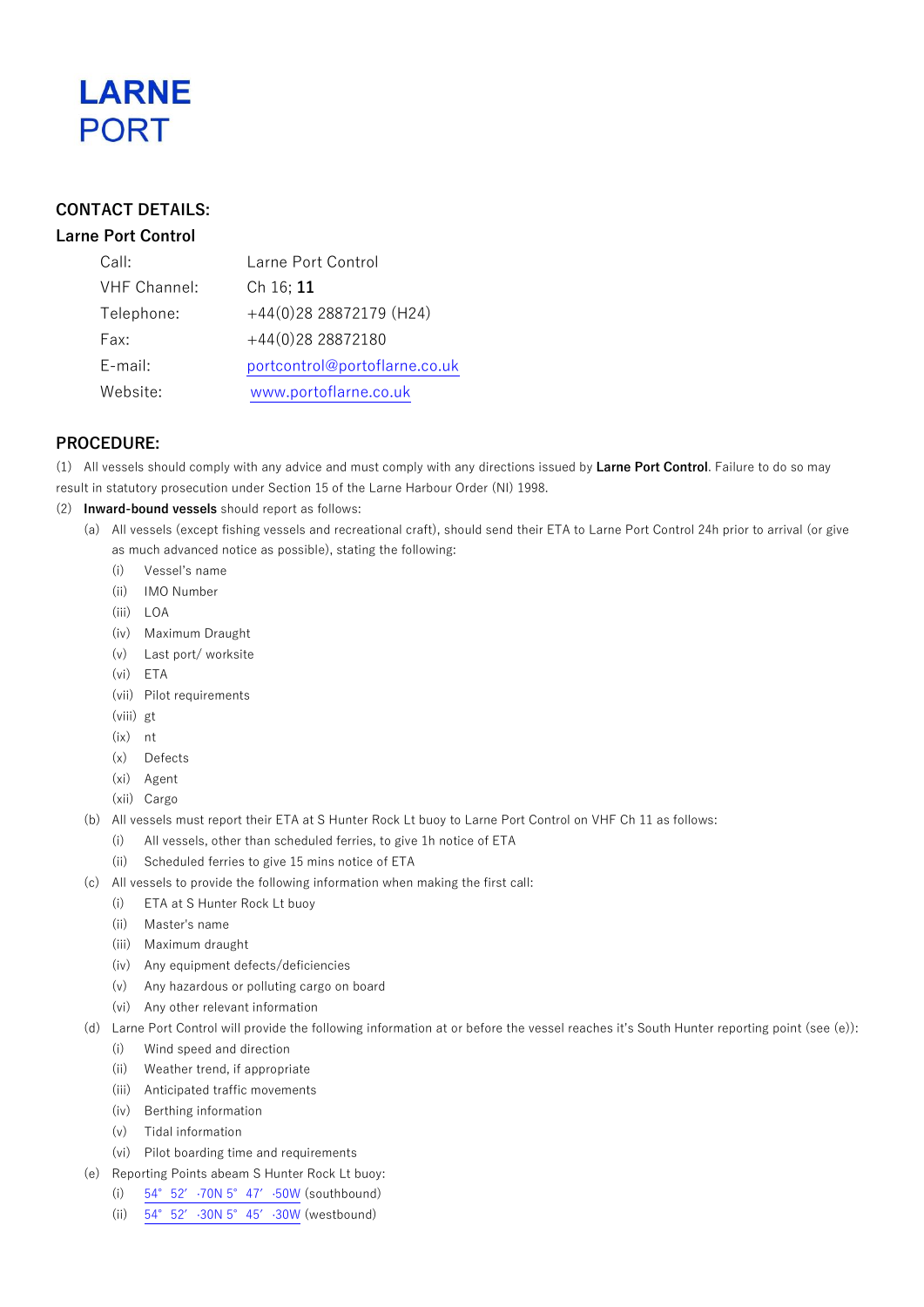# LARNE PORT

## CONTACT DETAILS:

### Larne Port Control

| | |
|---|---|
| Call: | Larne Port Control |
| VHF Channel: | Ch 16; **11** |
| Telephone: | +44(0)28 28872179 (H24) |
| Fax: | +44(0)28 28872180 |
| E-mail: | portcontrol@portoflarne.co.uk |
| Website: | www.portoflarne.co.uk |

## PROCEDURE:

(1) All vessels should comply with any advice and must comply with any directions issued by **Larne Port Control**. Failure to do so may result in statutory prosecution under Section 15 of the Larne Harbour Order (NI) 1998.

(2) **Inward-bound vessels** should report as follows:

- (a) All vessels (except fishing vessels and recreational craft), should send their ETA to Larne Port Control 24h prior to arrival (or give as much advanced notice as possible), stating the following:
  - (i) Vessel's name
  - (ii) IMO Number
  - (iii) LOA
  - (iv) Maximum Draught
  - (v) Last port/ worksite
  - (vi) ETA
  - (vii) Pilot requirements
  - (viii) gt
  - (ix) nt
  - (x) Defects
  - (xi) Agent
  - (xii) Cargo
- (b) All vessels must report their ETA at S Hunter Rock Lt buoy to Larne Port Control on VHF Ch 11 as follows:
  - (i) All vessels, other than scheduled ferries, to give 1h notice of ETA
  - (ii) Scheduled ferries to give 15 mins notice of ETA
- (c) All vessels to provide the following information when making the first call:
  - (i) ETA at S Hunter Rock Lt buoy
  - (ii) Master's name
  - (iii) Maximum draught
  - (iv) Any equipment defects/deficiencies
  - (v) Any hazardous or polluting cargo on board
  - (vi) Any other relevant information
- (d) Larne Port Control will provide the following information at or before the vessel reaches it's South Hunter reporting point (see (e)):
  - (i) Wind speed and direction
  - (ii) Weather trend, if appropriate
  - (iii) Anticipated traffic movements
  - (iv) Berthing information
  - (v) Tidal information
  - (vi) Pilot boarding time and requirements
- (e) Reporting Points abeam S Hunter Rock Lt buoy:
  - (i) 54° 52′ ·70N 5° 47′ ·50W (southbound)
  - (ii) 54° 52′ ·30N 5° 45′ ·30W (westbound)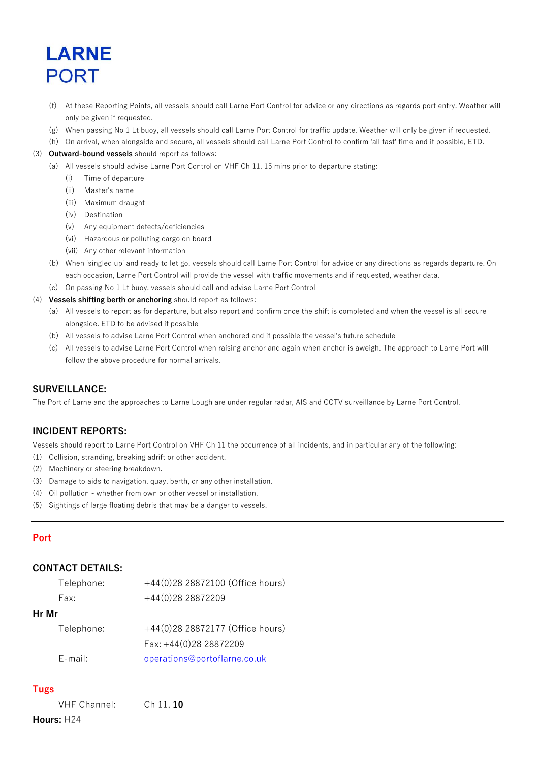# LARNE PORT

- (f) At these Reporting Points, all vessels should call Larne Port Control for advice or any directions as regards port entry. Weather will only be given if requested.
- (g) When passing No 1 Lt buoy, all vessels should call Larne Port Control for traffic update. Weather will only be given if requested.
- (h) On arrival, when alongside and secure, all vessels should call Larne Port Control to confirm 'all fast' time and if possible, ETD.

(3) **Outward-bound vessels** should report as follows:

- (a) All vessels should advise Larne Port Control on VHF Ch 11, 15 mins prior to departure stating:
  - (i) Time of departure
  - (ii) Master's name
  - (iii) Maximum draught
  - (iv) Destination
  - (v) Any equipment defects/deficiencies
  - (vi) Hazardous or polluting cargo on board
  - (vii) Any other relevant information
- (b) When 'singled up' and ready to let go, vessels should call Larne Port Control for advice or any directions as regards departure. On each occasion, Larne Port Control will provide the vessel with traffic movements and if requested, weather data.
- (c) On passing No 1 Lt buoy, vessels should call and advise Larne Port Control

(4) **Vessels shifting berth or anchoring** should report as follows:

- (a) All vessels to report as for departure, but also report and confirm once the shift is completed and when the vessel is all secure alongside. ETD to be advised if possible
- (b) All vessels to advise Larne Port Control when anchored and if possible the vessel's future schedule
- (c) All vessels to advise Larne Port Control when raising anchor and again when anchor is aweigh. The approach to Larne Port will follow the above procedure for normal arrivals.

## SURVEILLANCE:

The Port of Larne and the approaches to Larne Lough are under regular radar, AIS and CCTV surveillance by Larne Port Control.

## INCIDENT REPORTS:

Vessels should report to Larne Port Control on VHF Ch 11 the occurrence of all incidents, and in particular any of the following:

(1) Collision, stranding, breaking adrift or other accident.
(2) Machinery or steering breakdown.
(3) Damage to aids to navigation, quay, berth, or any other installation.
(4) Oil pollution - whether from own or other vessel or installation.
(5) Sightings of large floating debris that may be a danger to vessels.

---

## Port

### CONTACT DETAILS:

| | |
|---|---|
| Telephone: | +44(0)28 28872100 (Office hours) |
| Fax: | +44(0)28 28872209 |

**Hr Mr**

| | |
|---|---|
| Telephone: | +44(0)28 28872177 (Office hours) |
| | Fax: +44(0)28 28872209 |
| E-mail: | operations@portoflarne.co.uk |

## Tugs

| | |
|---|---|
| VHF Channel: | Ch 11, **10** |

**Hours:** H24